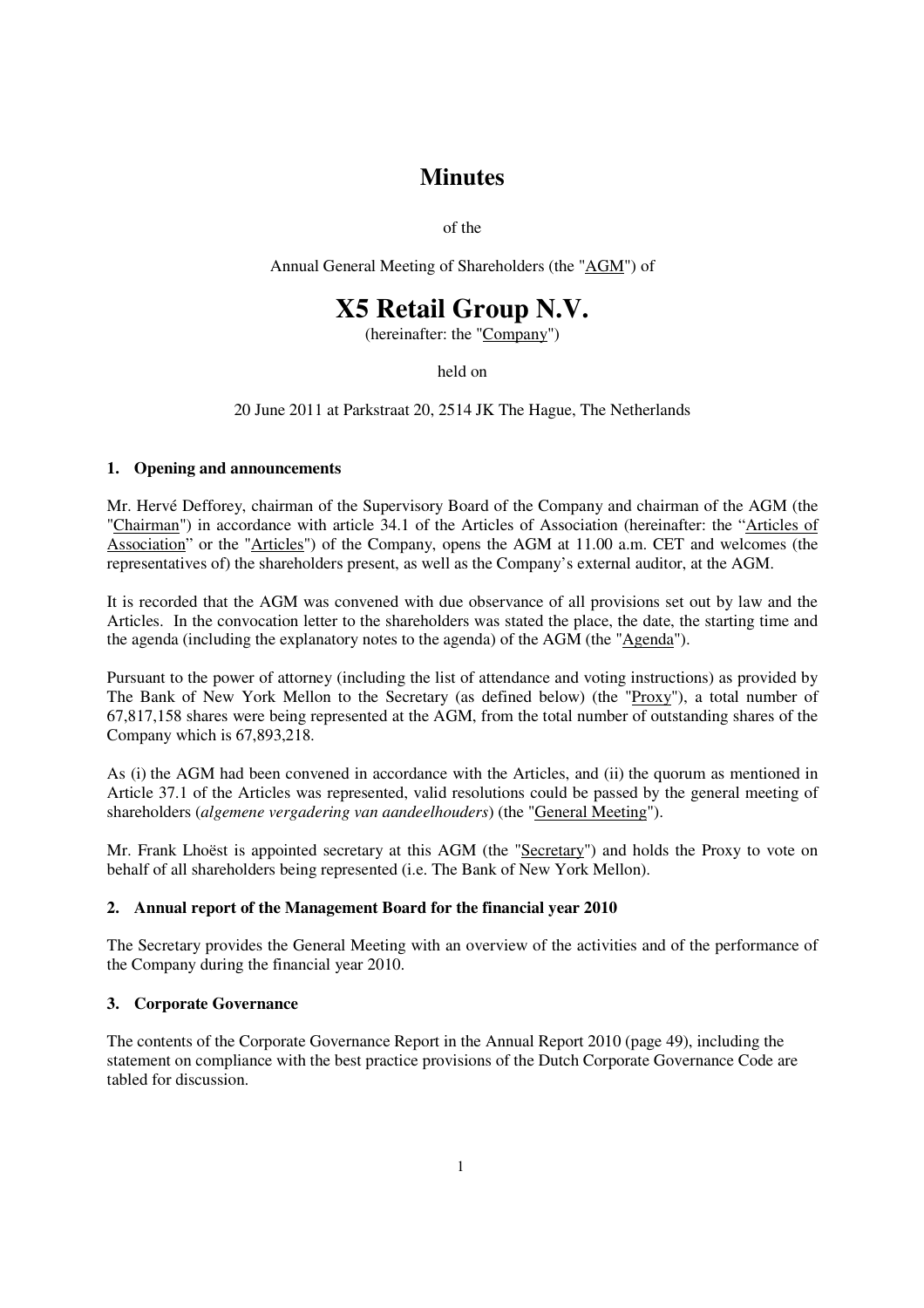# Minutes

of the

Annual General Meeting of Shareholders (the "AGM") of

# X5 Retail Group N.V.

(hereinafter: the "Company")

held on

20 June 2011 at Parkstraat 20, 2514 JK The Hague, The Netherlands

### 1. Opening and announcements

Mr. Hervé Defforey, chairman of the Supervisory Board of the Company and chairman of the AGM (the "Chairman") in accordance with article 34.1 of the Articles of Association (hereinafter: the "Articles of Association" or the "Articles") of the Company, opens the AGM at 11.00 a.m. CET and welcomes (the representatives of) the shareholders present, as well as the Company's external auditor, at the AGM.

It is recorded that the AGM was convened with due observance of all provisions set out by law and the Articles. In the convocation letter to the shareholders was stated the place, the date, the starting time and the agenda (including the explanatory notes to the agenda) of the AGM (the "Agenda").

Pursuant to the power of attorney (including the list of attendance and voting instructions) as provided by The Bank of New York Mellon to the Secretary (as defined below) (the "Proxy"), a total number of 67,817,158 shares were being represented at the AGM, from the total number of outstanding shares of the Company which is 67,893,218.

As (i) the AGM had been convened in accordance with the Articles, and (ii) the quorum as mentioned in Article 37.1 of the Articles was represented, valid resolutions could be passed by the general meeting of shareholders (*algemene vergadering van aandeelhouders*) (the "General Meeting").

Mr. Frank Lhoëst is appointed secretary at this AGM (the "Secretary") and holds the Proxy to vote on behalf of all shareholders being represented (i.e. The Bank of New York Mellon).

### 2. Annual report of the Management Board for the financial year 2010

The Secretary provides the General Meeting with an overview of the activities and of the performance of the Company during the financial year 2010.

### 3. Corporate Governance

The contents of the Corporate Governance Report in the Annual Report 2010 (page 49), including the statement on compliance with the best practice provisions of the Dutch Corporate Governance Code are tabled for discussion.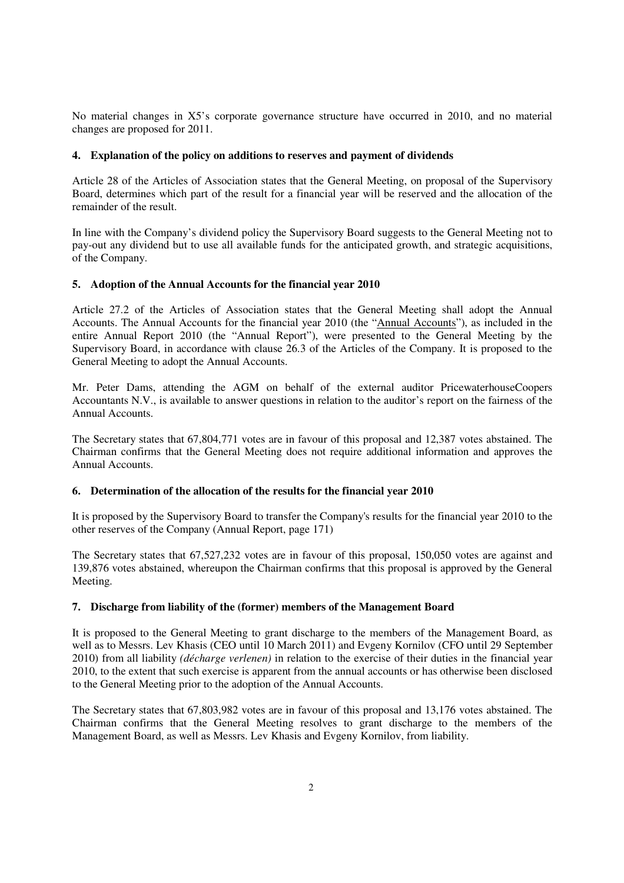No material changes in X5's corporate governance structure have occurred in 2010, and no material changes are proposed for 2011.

**4. Explanation of the policy on additions to reserves and payment of dividends**

Article 28 of the Articles of Association states that the General Meeting, on proposal of the Supervisory Board, determines which part of the result for a financial year will be reserved and the allocation of the remainder of the result.

In line with the Company's dividend policy the Supervisory Board suggests to the General Meeting not to pay-out any dividend but to use all available funds for the anticipated growth, and strategic acquisitions, of the Company.

**5. Adoption of the Annual Accounts for the financial year 2010**

Article 27.2 of the Articles of Association states that the General Meeting shall adopt the Annual Accounts. The Annual Accounts for the financial year 2010 (the "Annual Accounts"), as included in the entire Annual Report 2010 (the "Annual Report"), were presented to the General Meeting by the Supervisory Board, in accordance with clause 26.3 of the Articles of the Company. It is proposed to the General Meeting to adopt the Annual Accounts.

Mr. Peter Dams, attending the AGM on behalf of the external auditor PricewaterhouseCoopers Accountants N.V., is available to answer questions in relation to the auditor's report on the fairness of the Annual Accounts.

The Secretary states that 67,804,771 votes are in favour of this proposal and 12,387 votes abstained. The Chairman confirms that the General Meeting does not require additional information and approves the Annual Accounts.

**6. Determination of the allocation of the results for the financial year 2010**

It is proposed by the Supervisory Board to transfer the Company's results for the financial year 2010 to the other reserves of the Company (Annual Report, page 171)

The Secretary states that 67,527,232 votes are in favour of this proposal, 150,050 votes are against and 139,876 votes abstained, whereupon the Chairman confirms that this proposal is approved by the General Meeting.

**7. Discharge from liability of the (former) members of the Management Board**

It is proposed to the General Meeting to grant discharge to the members of the Management Board, as well as to Messrs. Lev Khasis (CEO until 10 March 2011) and Evgeny Kornilov (CFO until 29 September 2010) from all liability *(décharge verlenen)* in relation to the exercise of their duties in the financial year 2010, to the extent that such exercise is apparent from the annual accounts or has otherwise been disclosed to the General Meeting prior to the adoption of the Annual Accounts.

The Secretary states that 67,803,982 votes are in favour of this proposal and 13,176 votes abstained. The Chairman confirms that the General Meeting resolves to grant discharge to the members of the Management Board, as well as Messrs. Lev Khasis and Evgeny Kornilov, from liability.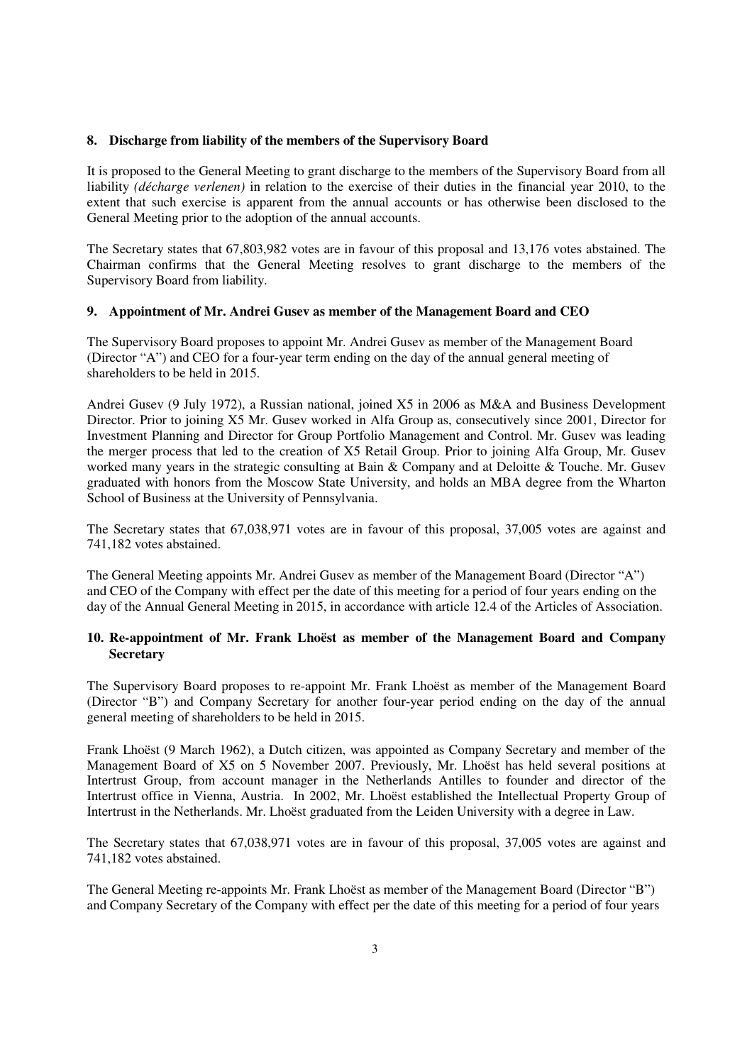### 8. Discharge from liability of the members of the Supervisory Board

It is proposed to the General Meeting to grant discharge to the members of the Supervisory Board from all liability *(décharge verlenen)* in relation to the exercise of their duties in the financial year 2010, to the extent that such exercise is apparent from the annual accounts or has otherwise been disclosed to the General Meeting prior to the adoption of the annual accounts.

The Secretary states that 67,803,982 votes are in favour of this proposal and 13,176 votes abstained. The Chairman confirms that the General Meeting resolves to grant discharge to the members of the Supervisory Board from liability.

### 9. Appointment of Mr. Andrei Gusev as member of the Management Board and CEO

The Supervisory Board proposes to appoint Mr. Andrei Gusev as member of the Management Board (Director "A") and CEO for a four-year term ending on the day of the annual general meeting of shareholders to be held in 2015.

Andrei Gusev (9 July 1972), a Russian national, joined X5 in 2006 as M&A and Business Development Director. Prior to joining X5 Mr. Gusev worked in Alfa Group as, consecutively since 2001, Director for Investment Planning and Director for Group Portfolio Management and Control. Mr. Gusev was leading the merger process that led to the creation of X5 Retail Group. Prior to joining Alfa Group, Mr. Gusev worked many years in the strategic consulting at Bain & Company and at Deloitte & Touche. Mr. Gusev graduated with honors from the Moscow State University, and holds an MBA degree from the Wharton School of Business at the University of Pennsylvania.

The Secretary states that 67,038,971 votes are in favour of this proposal, 37,005 votes are against and 741,182 votes abstained.

The General Meeting appoints Mr. Andrei Gusev as member of the Management Board (Director "A") and CEO of the Company with effect per the date of this meeting for a period of four years ending on the day of the Annual General Meeting in 2015, in accordance with article 12.4 of the Articles of Association.

### 10. Re-appointment of Mr. Frank Lhoëst as member of the Management Board and Company Secretary

The Supervisory Board proposes to re-appoint Mr. Frank Lhoëst as member of the Management Board (Director "B") and Company Secretary for another four-year period ending on the day of the annual general meeting of shareholders to be held in 2015.

Frank Lhoëst (9 March 1962), a Dutch citizen, was appointed as Company Secretary and member of the Management Board of X5 on 5 November 2007. Previously, Mr. Lhoëst has held several positions at Intertrust Group, from account manager in the Netherlands Antilles to founder and director of the Intertrust office in Vienna, Austria. In 2002, Mr. Lhoëst established the Intellectual Property Group of Intertrust in the Netherlands. Mr. Lhoëst graduated from the Leiden University with a degree in Law.

The Secretary states that 67,038,971 votes are in favour of this proposal, 37,005 votes are against and 741,182 votes abstained.

The General Meeting re-appoints Mr. Frank Lhoëst as member of the Management Board (Director "B") and Company Secretary of the Company with effect per the date of this meeting for a period of four years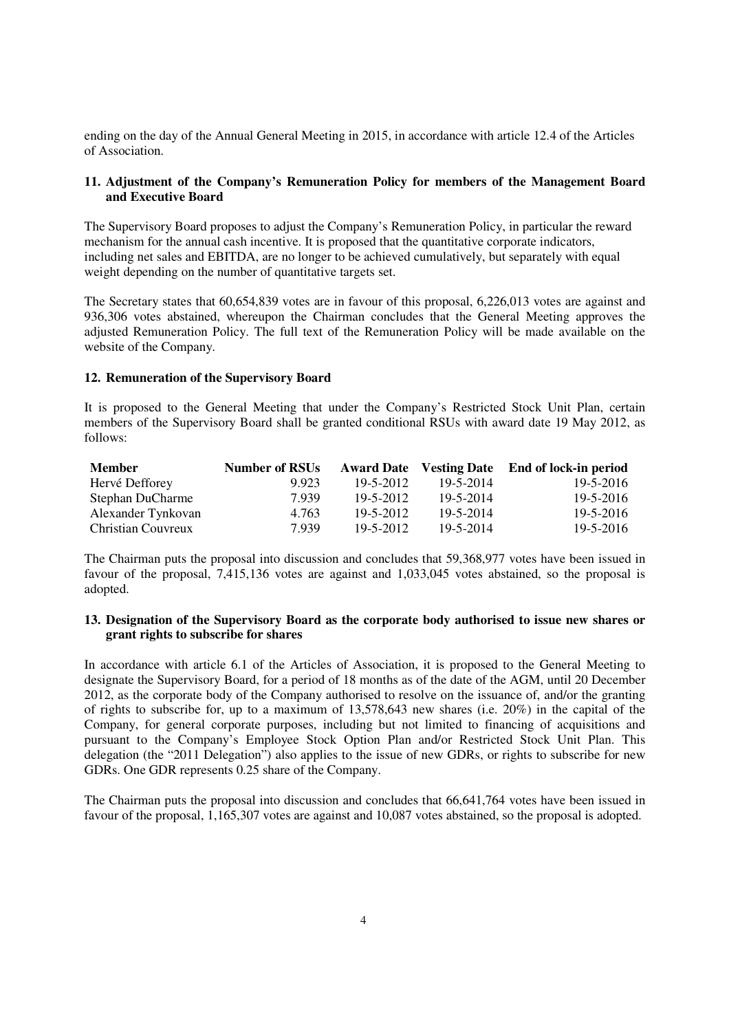ending on the day of the Annual General Meeting in 2015, in accordance with article 12.4 of the Articles of Association.

## 11. Adjustment of the Company's Remuneration Policy for members of the Management Board and Executive Board

The Supervisory Board proposes to adjust the Company's Remuneration Policy, in particular the reward mechanism for the annual cash incentive. It is proposed that the quantitative corporate indicators, including net sales and EBITDA, are no longer to be achieved cumulatively, but separately with equal weight depending on the number of quantitative targets set.

The Secretary states that 60,654,839 votes are in favour of this proposal, 6,226,013 votes are against and 936,306 votes abstained, whereupon the Chairman concludes that the General Meeting approves the adjusted Remuneration Policy. The full text of the Remuneration Policy will be made available on the website of the Company.

## 12. Remuneration of the Supervisory Board

It is proposed to the General Meeting that under the Company's Restricted Stock Unit Plan, certain members of the Supervisory Board shall be granted conditional RSUs with award date 19 May 2012, as follows:

| Member | Number of RSUs | Award Date | Vesting Date | End of lock-in period |
|---|---|---|---|---|
| Hervé Defforey | 9.923 | 19-5-2012 | 19-5-2014 | 19-5-2016 |
| Stephan DuCharme | 7.939 | 19-5-2012 | 19-5-2014 | 19-5-2016 |
| Alexander Tynkovan | 4.763 | 19-5-2012 | 19-5-2014 | 19-5-2016 |
| Christian Couvreux | 7.939 | 19-5-2012 | 19-5-2014 | 19-5-2016 |

The Chairman puts the proposal into discussion and concludes that 59,368,977 votes have been issued in favour of the proposal, 7,415,136 votes are against and 1,033,045 votes abstained, so the proposal is adopted.

## 13. Designation of the Supervisory Board as the corporate body authorised to issue new shares or grant rights to subscribe for shares

In accordance with article 6.1 of the Articles of Association, it is proposed to the General Meeting to designate the Supervisory Board, for a period of 18 months as of the date of the AGM, until 20 December 2012, as the corporate body of the Company authorised to resolve on the issuance of, and/or the granting of rights to subscribe for, up to a maximum of 13,578,643 new shares (i.e. 20%) in the capital of the Company, for general corporate purposes, including but not limited to financing of acquisitions and pursuant to the Company's Employee Stock Option Plan and/or Restricted Stock Unit Plan. This delegation (the "2011 Delegation") also applies to the issue of new GDRs, or rights to subscribe for new GDRs. One GDR represents 0.25 share of the Company.

The Chairman puts the proposal into discussion and concludes that 66,641,764 votes have been issued in favour of the proposal, 1,165,307 votes are against and 10,087 votes abstained, so the proposal is adopted.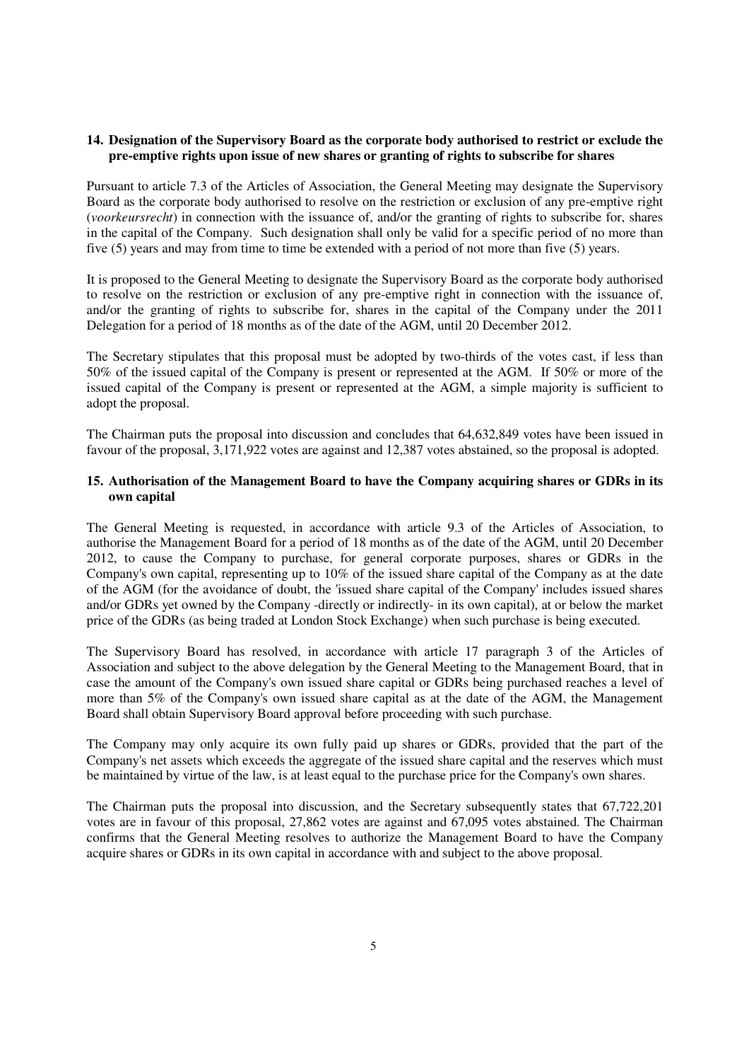## 14. Designation of the Supervisory Board as the corporate body authorised to restrict or exclude the pre-emptive rights upon issue of new shares or granting of rights to subscribe for shares

Pursuant to article 7.3 of the Articles of Association, the General Meeting may designate the Supervisory Board as the corporate body authorised to resolve on the restriction or exclusion of any pre-emptive right (*voorkeursrecht*) in connection with the issuance of, and/or the granting of rights to subscribe for, shares in the capital of the Company. Such designation shall only be valid for a specific period of no more than five (5) years and may from time to time be extended with a period of not more than five (5) years.

It is proposed to the General Meeting to designate the Supervisory Board as the corporate body authorised to resolve on the restriction or exclusion of any pre-emptive right in connection with the issuance of, and/or the granting of rights to subscribe for, shares in the capital of the Company under the 2011 Delegation for a period of 18 months as of the date of the AGM, until 20 December 2012.

The Secretary stipulates that this proposal must be adopted by two-thirds of the votes cast, if less than 50% of the issued capital of the Company is present or represented at the AGM. If 50% or more of the issued capital of the Company is present or represented at the AGM, a simple majority is sufficient to adopt the proposal.

The Chairman puts the proposal into discussion and concludes that 64,632,849 votes have been issued in favour of the proposal, 3,171,922 votes are against and 12,387 votes abstained, so the proposal is adopted.

## 15. Authorisation of the Management Board to have the Company acquiring shares or GDRs in its own capital

The General Meeting is requested, in accordance with article 9.3 of the Articles of Association, to authorise the Management Board for a period of 18 months as of the date of the AGM, until 20 December 2012, to cause the Company to purchase, for general corporate purposes, shares or GDRs in the Company's own capital, representing up to 10% of the issued share capital of the Company as at the date of the AGM (for the avoidance of doubt, the 'issued share capital of the Company' includes issued shares and/or GDRs yet owned by the Company -directly or indirectly- in its own capital), at or below the market price of the GDRs (as being traded at London Stock Exchange) when such purchase is being executed.

The Supervisory Board has resolved, in accordance with article 17 paragraph 3 of the Articles of Association and subject to the above delegation by the General Meeting to the Management Board, that in case the amount of the Company's own issued share capital or GDRs being purchased reaches a level of more than 5% of the Company's own issued share capital as at the date of the AGM, the Management Board shall obtain Supervisory Board approval before proceeding with such purchase.

The Company may only acquire its own fully paid up shares or GDRs, provided that the part of the Company's net assets which exceeds the aggregate of the issued share capital and the reserves which must be maintained by virtue of the law, is at least equal to the purchase price for the Company's own shares.

The Chairman puts the proposal into discussion, and the Secretary subsequently states that 67,722,201 votes are in favour of this proposal, 27,862 votes are against and 67,095 votes abstained. The Chairman confirms that the General Meeting resolves to authorize the Management Board to have the Company acquire shares or GDRs in its own capital in accordance with and subject to the above proposal.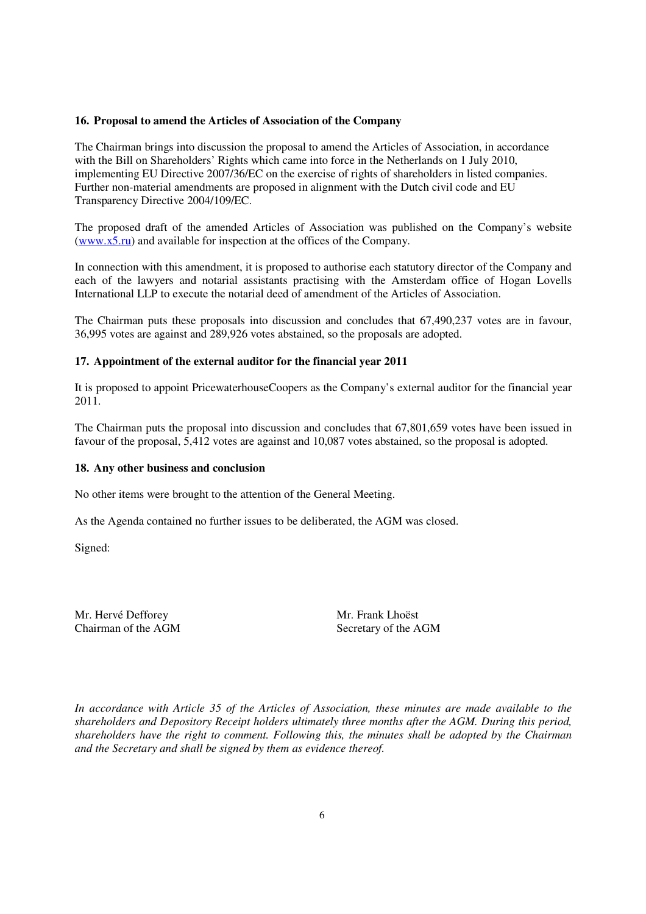### 16. Proposal to amend the Articles of Association of the Company

The Chairman brings into discussion the proposal to amend the Articles of Association, in accordance with the Bill on Shareholders' Rights which came into force in the Netherlands on 1 July 2010, implementing EU Directive 2007/36/EC on the exercise of rights of shareholders in listed companies. Further non-material amendments are proposed in alignment with the Dutch civil code and EU Transparency Directive 2004/109/EC.

The proposed draft of the amended Articles of Association was published on the Company's website (www.x5.ru) and available for inspection at the offices of the Company.

In connection with this amendment, it is proposed to authorise each statutory director of the Company and each of the lawyers and notarial assistants practising with the Amsterdam office of Hogan Lovells International LLP to execute the notarial deed of amendment of the Articles of Association.

The Chairman puts these proposals into discussion and concludes that 67,490,237 votes are in favour, 36,995 votes are against and 289,926 votes abstained, so the proposals are adopted.

### 17. Appointment of the external auditor for the financial year 2011

It is proposed to appoint PricewaterhouseCoopers as the Company's external auditor for the financial year 2011.

The Chairman puts the proposal into discussion and concludes that 67,801,659 votes have been issued in favour of the proposal, 5,412 votes are against and 10,087 votes abstained, so the proposal is adopted.

### 18. Any other business and conclusion

No other items were brought to the attention of the General Meeting.

As the Agenda contained no further issues to be deliberated, the AGM was closed.

Signed:

Mr. Hervé Defforey
Chairman of the AGM

Mr. Frank Lhoëst
Secretary of the AGM

*In accordance with Article 35 of the Articles of Association, these minutes are made available to the shareholders and Depository Receipt holders ultimately three months after the AGM. During this period, shareholders have the right to comment. Following this, the minutes shall be adopted by the Chairman and the Secretary and shall be signed by them as evidence thereof.*